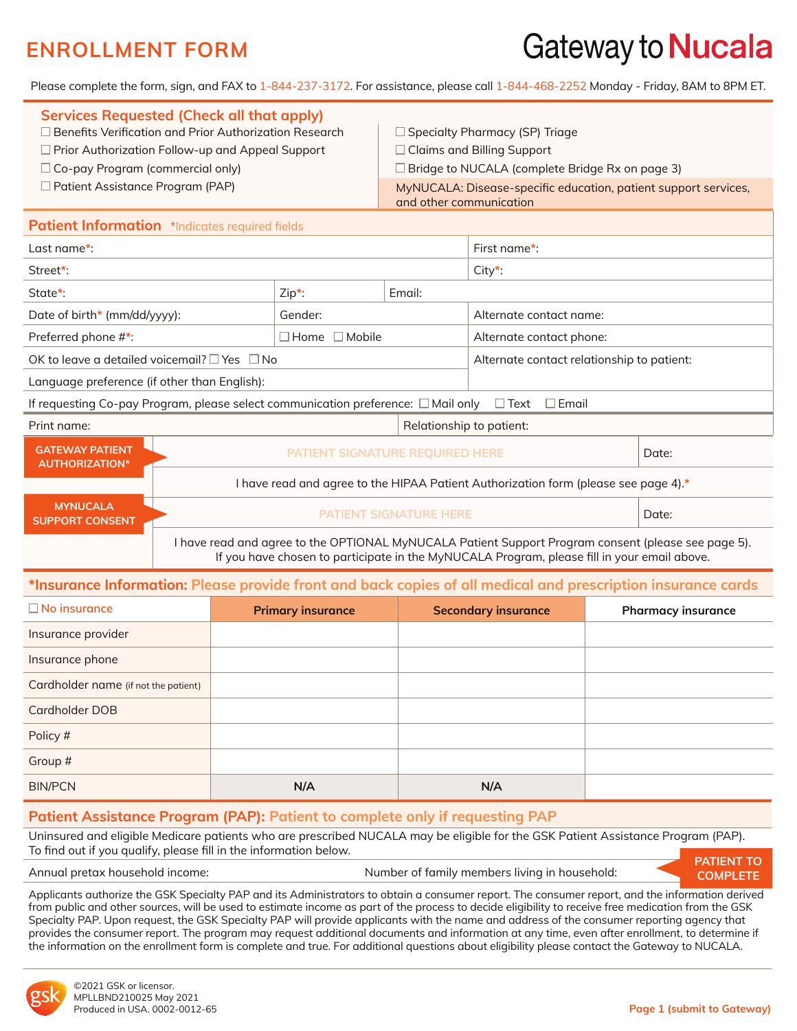# ENROLLMENT FORM

Gateway to Nucala

Please complete the form, sign, and FAX to 1-844-237-3172. For assistance, please call 1-844-468-2252 Monday - Friday, 8AM to 8PM ET.

## Services Requested (Check all that apply)

- ☐ Benefits Verification and Prior Authorization Research
- ☐ Prior Authorization Follow-up and Appeal Support
- ☐ Co-pay Program (commercial only)
- ☐ Patient Assistance Program (PAP)
- ☐ Specialty Pharmacy (SP) Triage
- ☐ Claims and Billing Support
- ☐ Bridge to NUCALA (complete Bridge Rx on page 3)

MyNUCALA: Disease-specific education, patient support services, and other communication

## Patient Information *Indicates required fields

| | | | |
|---|---|---|---|
| Last name*: | | | First name*: |
| Street*: | | | City*: |
| State*: | Zip*: | Email: | |
| Date of birth* (mm/dd/yyyy): | Gender: | | Alternate contact name: |
| Preferred phone #*: | ☐ Home ☐ Mobile | | Alternate contact phone: |
| OK to leave a detailed voicemail? ☐ Yes ☐ No | | | Alternate contact relationship to patient: |
| Language preference (if other than English): | | | |

If requesting Co-pay Program, please select communication preference: ☐ Mail only ☐ Text ☐ Email

| | |
|---|---|
| Print name: | Relationship to patient: |

**GATEWAY PATIENT AUTHORIZATION*** — PATIENT SIGNATURE REQUIRED HERE — Date:

I have read and agree to the HIPAA Patient Authorization form (please see page 4).*

**MYNUCALA SUPPORT CONSENT** — PATIENT SIGNATURE HERE — Date:

I have read and agree to the OPTIONAL MyNUCALA Patient Support Program consent (please see page 5). If you have chosen to participate in the MyNUCALA Program, please fill in your email above.

## *Insurance Information: Please provide front and back copies of all medical and prescription insurance cards

| ☐ No insurance | Primary insurance | Secondary insurance | Pharmacy insurance |
|---|---|---|---|
| Insurance provider | | | |
| Insurance phone | | | |
| Cardholder name (if not the patient) | | | |
| Cardholder DOB | | | |
| Policy # | | | |
| Group # | | | |
| BIN/PCN | N/A | N/A | |

## Patient Assistance Program (PAP): Patient to complete only if requesting PAP

Uninsured and eligible Medicare patients who are prescribed NUCALA may be eligible for the GSK Patient Assistance Program (PAP). To find out if you qualify, please fill in the information below.

Annual pretax household income: Number of family members living in household: **PATIENT TO COMPLETE**

Applicants authorize the GSK Specialty PAP and its Administrators to obtain a consumer report. The consumer report, and the information derived from public and other sources, will be used to estimate income as part of the process to decide eligibility to receive free medication from the GSK Specialty PAP. Upon request, the GSK Specialty PAP will provide applicants with the name and address of the consumer reporting agency that provides the consumer report. The program may request additional documents and information at any time, even after enrollment, to determine if the information on the enrollment form is complete and true. For additional questions about eligibility please contact the Gateway to NUCALA.

©2021 GSK or licensor.
MPLLBND210025 May 2021
Produced in USA. 0002-0012-65

Page 1 (submit to Gateway)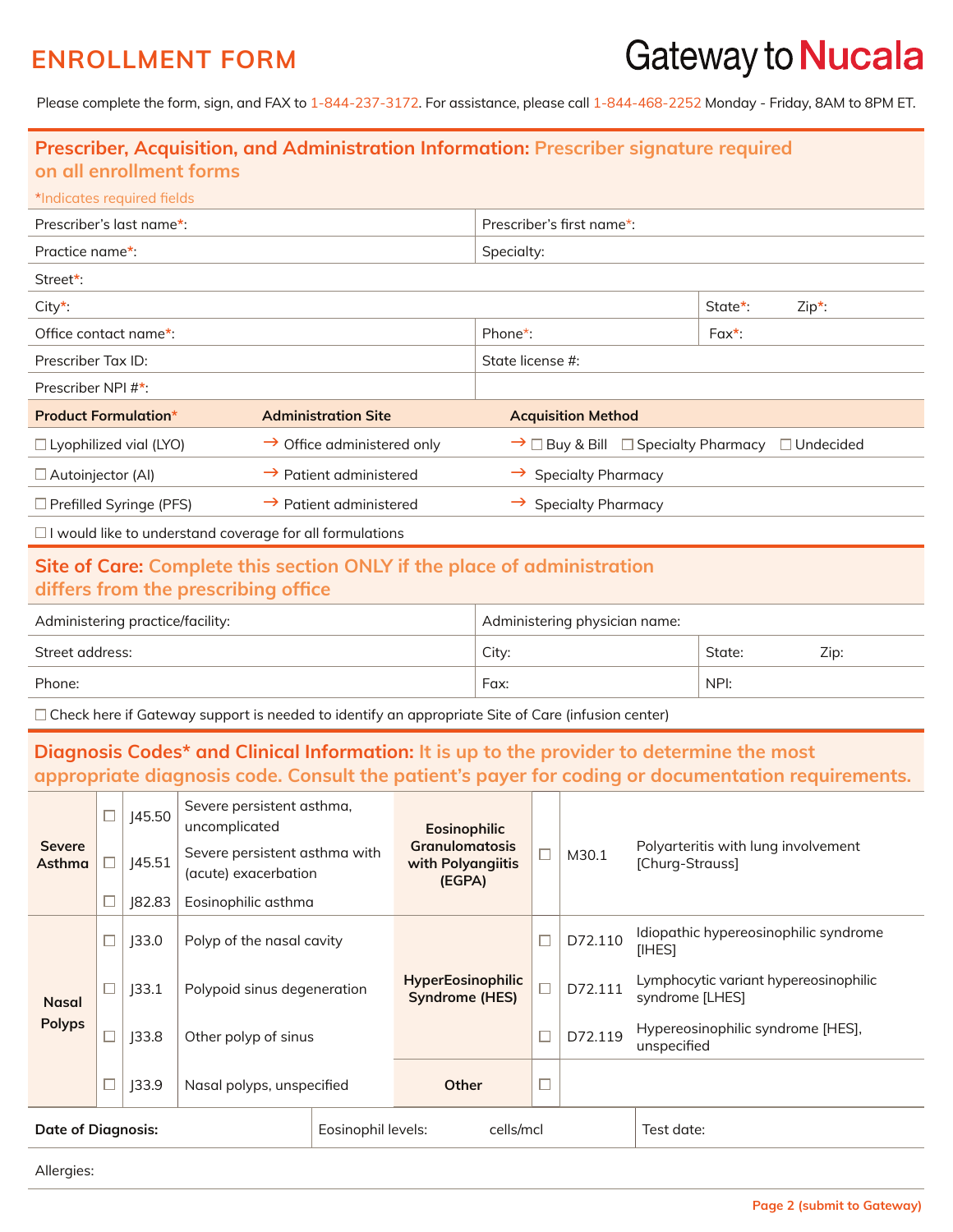# ENROLLMENT FORM

**Gateway to Nucala**

Please complete the form, sign, and FAX to 1-844-237-3172. For assistance, please call 1-844-468-2252 Monday - Friday, 8AM to 8PM ET.

## Prescriber, Acquisition, and Administration Information: Prescriber signature required on all enrollment forms

*Indicates required fields

| | |
|---|---|
| Prescriber's last name*: | Prescriber's first name*: |
| Practice name*: | Specialty: |
| Street*: | |
| City*: | State*: Zip*: |
| Office contact name*: | Phone*: Fax*: |
| Prescriber Tax ID: | State license #: |
| Prescriber NPI #*: | |

| Product Formulation* | Administration Site | Acquisition Method |
|---|---|---|
| ☐ Lyophilized vial (LYO) | → Office administered only | → ☐ Buy & Bill ☐ Specialty Pharmacy ☐ Undecided |
| ☐ Autoinjector (AI) | → Patient administered | → Specialty Pharmacy |
| ☐ Prefilled Syringe (PFS) | → Patient administered | → Specialty Pharmacy |

☐ I would like to understand coverage for all formulations

## Site of Care: Complete this section ONLY if the place of administration differs from the prescribing office

| | | |
|---|---|---|
| Administering practice/facility: | Administering physician name: | |
| Street address: | City: | State: Zip: |
| Phone: | Fax: | NPI: |

☐ Check here if Gateway support is needed to identify an appropriate Site of Care (infusion center)

## Diagnosis Codes* and Clinical Information: It is up to the provider to determine the most appropriate diagnosis code. Consult the patient's payer for coding or documentation requirements.

| Condition | | Code | Description | Condition | | Code | Description |
|---|---|---|---|---|---|---|---|
| **Severe Asthma** | ☐ | J45.50 | Severe persistent asthma, uncomplicated | **Eosinophilic Granulomatosis with Polyangiitis (EGPA)** | ☐ | M30.1 | Polyarteritis with lung involvement [Churg-Strauss] |
| | ☐ | J45.51 | Severe persistent asthma with (acute) exacerbation | | | | |
| | ☐ | J82.83 | Eosinophilic asthma | | | | |
| **Nasal Polyps** | ☐ | J33.0 | Polyp of the nasal cavity | **HyperEosinophilic Syndrome (HES)** | ☐ | D72.110 | Idiopathic hypereosinophilic syndrome [IHES] |
| | ☐ | J33.1 | Polypoid sinus degeneration | | ☐ | D72.111 | Lymphocytic variant hypereosinophilic syndrome [LHES] |
| | ☐ | J33.8 | Other polyp of sinus | | ☐ | D72.119 | Hypereosinophilic syndrome [HES], unspecified |
| | ☐ | J33.9 | Nasal polyps, unspecified | **Other** | ☐ | | |

| | | |
|---|---|---|
| **Date of Diagnosis:** | Eosinophil levels: cells/mcl | Test date: |

Allergies:

Page 2 (submit to Gateway)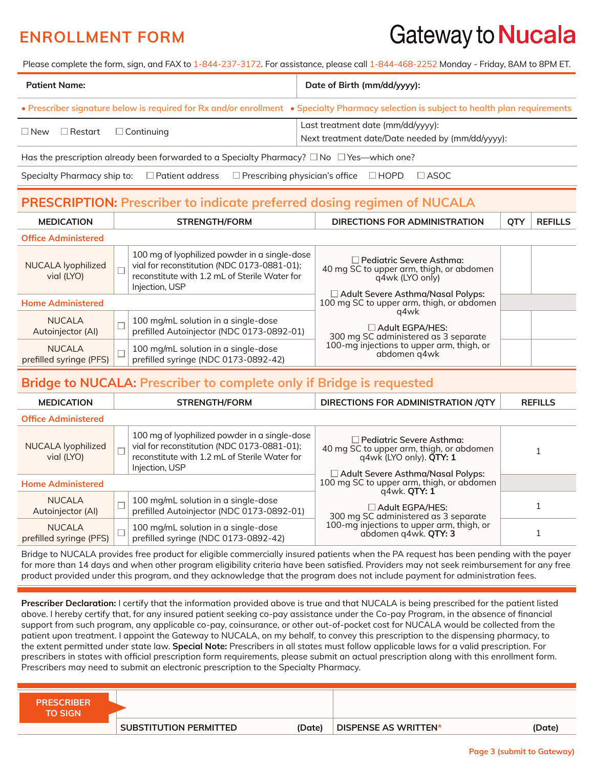# ENROLLMENT FORM

**Gateway to Nucala**

Please complete the form, sign, and FAX to 1-844-237-3172. For assistance, please call 1-844-468-2252 Monday - Friday, 8AM to 8PM ET.

| **Patient Name:** | **Date of Birth (mm/dd/yyyy):** |
|---|---|

• Prescriber signature below is required for Rx and/or enrollment • Specialty Pharmacy selection is subject to health plan requirements

| ☐ New ☐ Restart ☐ Continuing | Last treatment date (mm/dd/yyyy): <br> Next treatment date/Date needed by (mm/dd/yyyy): |
|---|---|

Has the prescription already been forwarded to a Specialty Pharmacy? ☐ No ☐ Yes—which one?

Specialty Pharmacy ship to: ☐ Patient address ☐ Prescribing physician's office ☐ HOPD ☐ ASOC

## PRESCRIPTION: Prescriber to indicate preferred dosing regimen of NUCALA

| MEDICATION | | STRENGTH/FORM | DIRECTIONS FOR ADMINISTRATION | QTY | REFILLS |
|---|---|---|---|---|---|
| **Office Administered** | | | | | |
| NUCALA lyophilized vial (LYO) | ☐ | 100 mg of lyophilized powder in a single-dose vial for reconstitution (NDC 0173-0881-01); reconstitute with 1.2 mL of Sterile Water for Injection, USP | ☐ Pediatric Severe Asthma: 40 mg SC to upper arm, thigh, or abdomen q4wk (LYO only) <br> ☐ Adult Severe Asthma/Nasal Polyps: 100 mg SC to upper arm, thigh, or abdomen q4wk <br> ☐ Adult EGPA/HES: 300 mg SC administered as 3 separate 100-mg injections to upper arm, thigh, or abdomen q4wk | | |
| **Home Administered** | | | | | |
| NUCALA Autoinjector (AI) | ☐ | 100 mg/mL solution in a single-dose prefilled Autoinjector (NDC 0173-0892-01) | | | |
| NUCALA prefilled syringe (PFS) | ☐ | 100 mg/mL solution in a single-dose prefilled syringe (NDC 0173-0892-42) | | | |

## Bridge to NUCALA: Prescriber to complete only if Bridge is requested

| MEDICATION | | STRENGTH/FORM | DIRECTIONS FOR ADMINISTRATION /QTY | REFILLS |
|---|---|---|---|---|
| **Office Administered** | | | | |
| NUCALA lyophilized vial (LYO) | ☐ | 100 mg of lyophilized powder in a single-dose vial for reconstitution (NDC 0173-0881-01); reconstitute with 1.2 mL of Sterile Water for Injection, USP | ☐ Pediatric Severe Asthma: 40 mg SC to upper arm, thigh, or abdomen q4wk (LYO only). **QTY: 1** <br> ☐ Adult Severe Asthma/Nasal Polyps: 100 mg SC to upper arm, thigh, or abdomen q4wk. **QTY: 1** <br> ☐ Adult EGPA/HES: 300 mg SC administered as 3 separate 100-mg injections to upper arm, thigh, or abdomen q4wk. **QTY: 3** | 1 |
| **Home Administered** | | | | |
| NUCALA Autoinjector (AI) | ☐ | 100 mg/mL solution in a single-dose prefilled Autoinjector (NDC 0173-0892-01) | | 1 |
| NUCALA prefilled syringe (PFS) | ☐ | 100 mg/mL solution in a single-dose prefilled syringe (NDC 0173-0892-42) | | 1 |

Bridge to NUCALA provides free product for eligible commercially insured patients when the PA request has been pending with the payer for more than 14 days and when other program eligibility criteria have been satisfied. Providers may not seek reimbursement for any free product provided under this program, and they acknowledge that the program does not include payment for administration fees.

**Prescriber Declaration:** I certify that the information provided above is true and that NUCALA is being prescribed for the patient listed above. I hereby certify that, for any insured patient seeking co-pay assistance under the Co-pay Program, in the absence of financial support from such program, any applicable co-pay, coinsurance, or other out-of-pocket cost for NUCALA would be collected from the patient upon treatment. I appoint the Gateway to NUCALA, on my behalf, to convey this prescription to the dispensing pharmacy, to the extent permitted under state law. **Special Note:** Prescribers in all states must follow applicable laws for a valid prescription. For prescribers in states with official prescription form requirements, please submit an actual prescription along with this enrollment form. Prescribers may need to submit an electronic prescription to the Specialty Pharmacy.

| PRESCRIBER TO SIGN | | |
|---|---|---|
| | **SUBSTITUTION PERMITTED** (Date) | **DISPENSE AS WRITTEN*** (Date) |

Page 3 (submit to Gateway)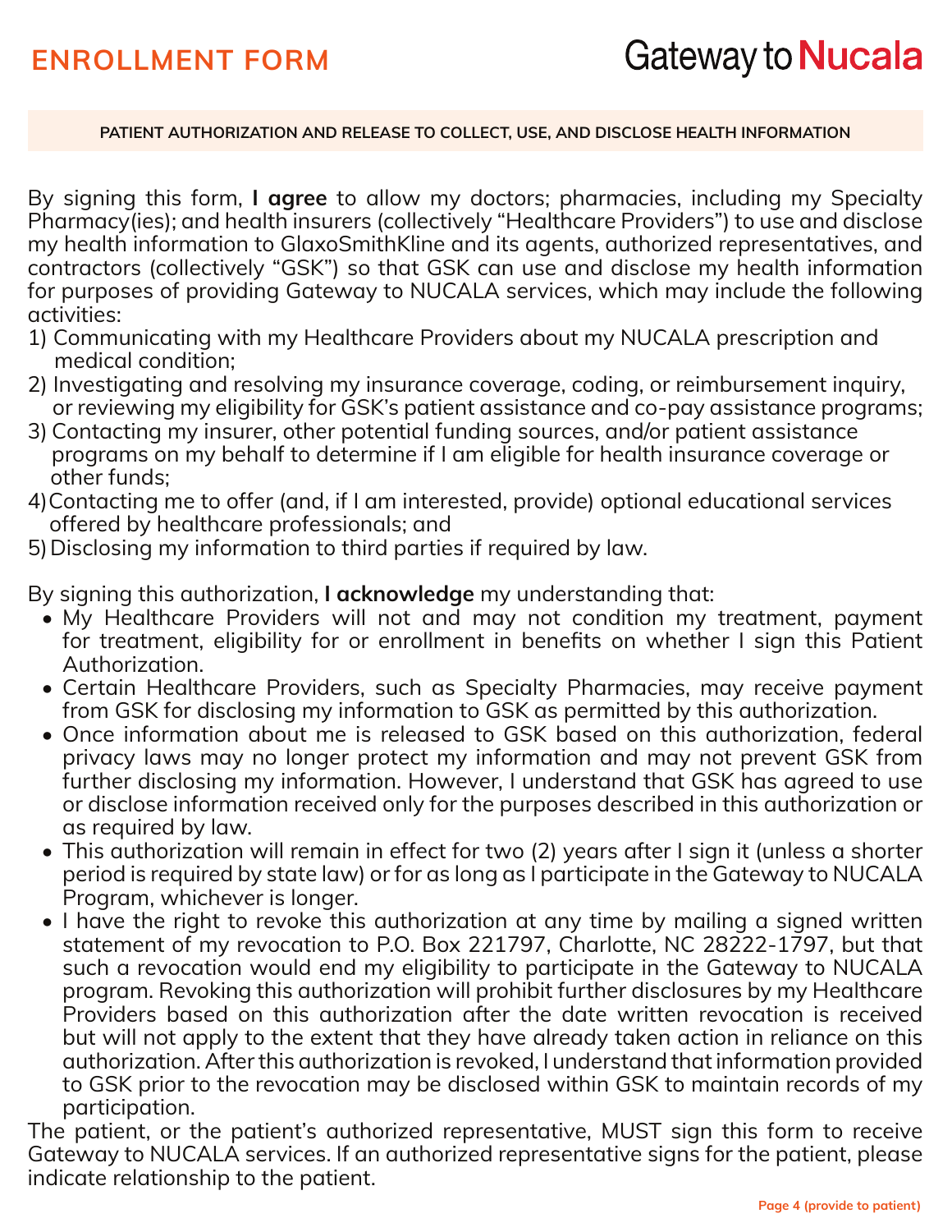# ENROLLMENT FORM

Gateway to **Nucala**

**PATIENT AUTHORIZATION AND RELEASE TO COLLECT, USE, AND DISCLOSE HEALTH INFORMATION**

By signing this form, **I agree** to allow my doctors; pharmacies, including my Specialty Pharmacy(ies); and health insurers (collectively "Healthcare Providers") to use and disclose my health information to GlaxoSmithKline and its agents, authorized representatives, and contractors (collectively "GSK") so that GSK can use and disclose my health information for purposes of providing Gateway to NUCALA services, which may include the following activities:

1) Communicating with my Healthcare Providers about my NUCALA prescription and medical condition;
2) Investigating and resolving my insurance coverage, coding, or reimbursement inquiry, or reviewing my eligibility for GSK's patient assistance and co-pay assistance programs;
3) Contacting my insurer, other potential funding sources, and/or patient assistance programs on my behalf to determine if I am eligible for health insurance coverage or other funds;
4) Contacting me to offer (and, if I am interested, provide) optional educational services offered by healthcare professionals; and
5) Disclosing my information to third parties if required by law.

By signing this authorization, **I acknowledge** my understanding that:

- My Healthcare Providers will not and may not condition my treatment, payment for treatment, eligibility for or enrollment in benefits on whether I sign this Patient Authorization.
- Certain Healthcare Providers, such as Specialty Pharmacies, may receive payment from GSK for disclosing my information to GSK as permitted by this authorization.
- Once information about me is released to GSK based on this authorization, federal privacy laws may no longer protect my information and may not prevent GSK from further disclosing my information. However, I understand that GSK has agreed to use or disclose information received only for the purposes described in this authorization or as required by law.
- This authorization will remain in effect for two (2) years after I sign it (unless a shorter period is required by state law) or for as long as I participate in the Gateway to NUCALA Program, whichever is longer.
- I have the right to revoke this authorization at any time by mailing a signed written statement of my revocation to P.O. Box 221797, Charlotte, NC 28222-1797, but that such a revocation would end my eligibility to participate in the Gateway to NUCALA program. Revoking this authorization will prohibit further disclosures by my Healthcare Providers based on this authorization after the date written revocation is received but will not apply to the extent that they have already taken action in reliance on this authorization. After this authorization is revoked, I understand that information provided to GSK prior to the revocation may be disclosed within GSK to maintain records of my participation.

The patient, or the patient's authorized representative, MUST sign this form to receive Gateway to NUCALA services. If an authorized representative signs for the patient, please indicate relationship to the patient.

Page 4 (provide to patient)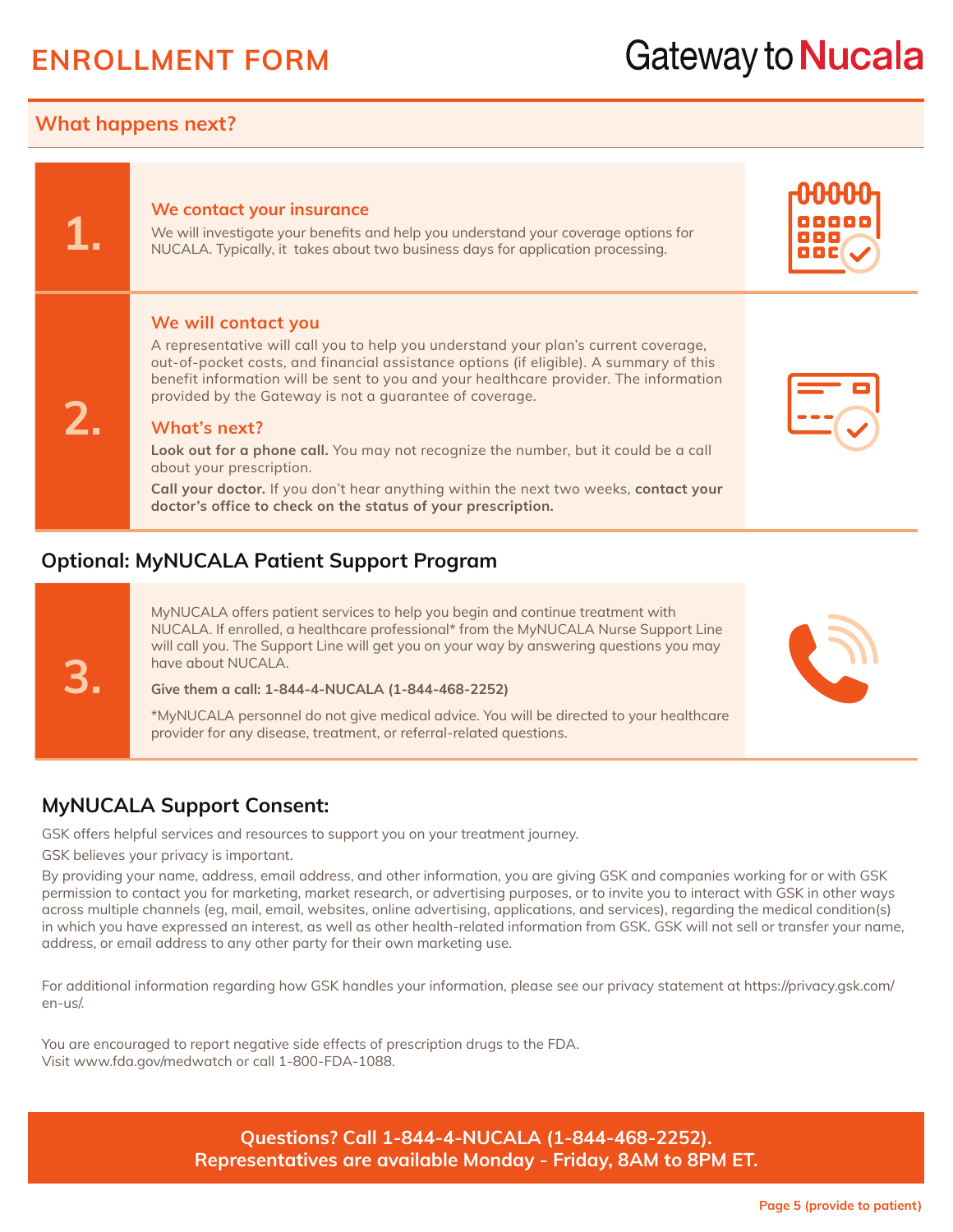# ENROLLMENT FORM

Gateway to Nucala

## What happens next?

**1.**

### We contact your insurance

We will investigate your benefits and help you understand your coverage options for NUCALA. Typically, it takes about two business days for application processing.

**2.**

### We will contact you

A representative will call you to help you understand your plan's current coverage, out-of-pocket costs, and financial assistance options (if eligible). A summary of this benefit information will be sent to you and your healthcare provider. The information provided by the Gateway is not a guarantee of coverage.

### What's next?

**Look out for a phone call.** You may not recognize the number, but it could be a call about your prescription.

**Call your doctor.** If you don't hear anything within the next two weeks, **contact your doctor's office to check on the status of your prescription.**

## Optional: MyNUCALA Patient Support Program

**3.**

MyNUCALA offers patient services to help you begin and continue treatment with NUCALA. If enrolled, a healthcare professional* from the MyNUCALA Nurse Support Line will call you. The Support Line will get you on your way by answering questions you may have about NUCALA.

**Give them a call: 1-844-4-NUCALA (1-844-468-2252)**

*MyNUCALA personnel do not give medical advice. You will be directed to your healthcare provider for any disease, treatment, or referral-related questions.

## MyNUCALA Support Consent:

GSK offers helpful services and resources to support you on your treatment journey.

GSK believes your privacy is important.

By providing your name, address, email address, and other information, you are giving GSK and companies working for or with GSK permission to contact you for marketing, market research, or advertising purposes, or to invite you to interact with GSK in other ways across multiple channels (eg, mail, email, websites, online advertising, applications, and services), regarding the medical condition(s) in which you have expressed an interest, as well as other health-related information from GSK. GSK will not sell or transfer your name, address, or email address to any other party for their own marketing use.

For additional information regarding how GSK handles your information, please see our privacy statement at https://privacy.gsk.com/en-us/.

You are encouraged to report negative side effects of prescription drugs to the FDA. Visit www.fda.gov/medwatch or call 1-800-FDA-1088.

**Questions? Call 1-844-4-NUCALA (1-844-468-2252).**
**Representatives are available Monday - Friday, 8AM to 8PM ET.**

Page 5 (provide to patient)